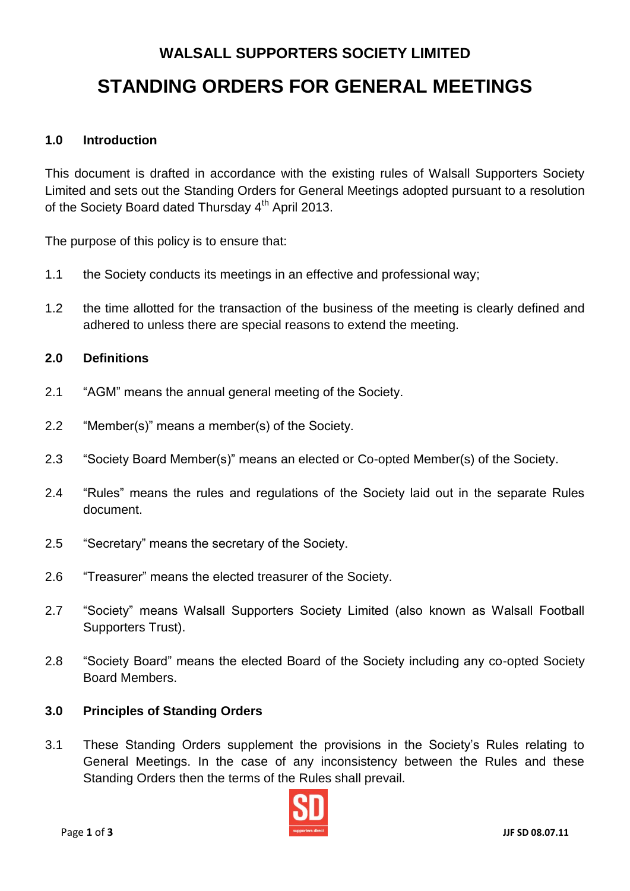# WALSALL SUPPORTERS SOCIETY LIMITED

# STANDING ORDERS FOR GENERAL MEETINGS

## 1.0 Introduction

This document is drafted in accordance with the existing rules of Walsall Supporters Society Limited and sets out the Standing Orders for General Meetings adopted pursuant to a resolution of the Society Board dated Thursday 4th April 2013.

The purpose of this policy is to ensure that:

1.1 the Society conducts its meetings in an effective and professional way;

1.2 the time allotted for the transaction of the business of the meeting is clearly defined and adhered to unless there are special reasons to extend the meeting.

## 2.0 Definitions

2.1 "AGM" means the annual general meeting of the Society.

2.2 "Member(s)" means a member(s) of the Society.

2.3 "Society Board Member(s)" means an elected or Co-opted Member(s) of the Society.

2.4 "Rules" means the rules and regulations of the Society laid out in the separate Rules document.

2.5 "Secretary" means the secretary of the Society.

2.6 "Treasurer" means the elected treasurer of the Society.

2.7 "Society" means Walsall Supporters Society Limited (also known as Walsall Football Supporters Trust).

2.8 "Society Board" means the elected Board of the Society including any co-opted Society Board Members.

## 3.0 Principles of Standing Orders

3.1 These Standing Orders supplement the provisions in the Society's Rules relating to General Meetings. In the case of any inconsistency between the Rules and these Standing Orders then the terms of the Rules shall prevail.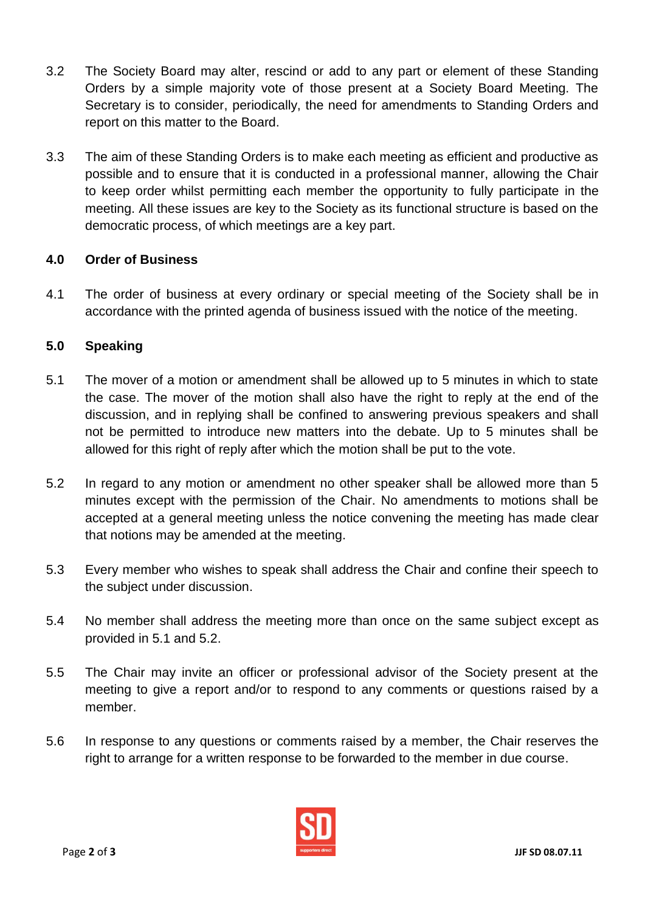3.2 The Society Board may alter, rescind or add to any part or element of these Standing Orders by a simple majority vote of those present at a Society Board Meeting. The Secretary is to consider, periodically, the need for amendments to Standing Orders and report on this matter to the Board.

3.3 The aim of these Standing Orders is to make each meeting as efficient and productive as possible and to ensure that it is conducted in a professional manner, allowing the Chair to keep order whilst permitting each member the opportunity to fully participate in the meeting. All these issues are key to the Society as its functional structure is based on the democratic process, of which meetings are a key part.

## 4.0 Order of Business

4.1 The order of business at every ordinary or special meeting of the Society shall be in accordance with the printed agenda of business issued with the notice of the meeting.

## 5.0 Speaking

5.1 The mover of a motion or amendment shall be allowed up to 5 minutes in which to state the case. The mover of the motion shall also have the right to reply at the end of the discussion, and in replying shall be confined to answering previous speakers and shall not be permitted to introduce new matters into the debate. Up to 5 minutes shall be allowed for this right of reply after which the motion shall be put to the vote.

5.2 In regard to any motion or amendment no other speaker shall be allowed more than 5 minutes except with the permission of the Chair. No amendments to motions shall be accepted at a general meeting unless the notice convening the meeting has made clear that notions may be amended at the meeting.

5.3 Every member who wishes to speak shall address the Chair and confine their speech to the subject under discussion.

5.4 No member shall address the meeting more than once on the same subject except as provided in 5.1 and 5.2.

5.5 The Chair may invite an officer or professional advisor of the Society present at the meeting to give a report and/or to respond to any comments or questions raised by a member.

5.6 In response to any questions or comments raised by a member, the Chair reserves the right to arrange for a written response to be forwarded to the member in due course.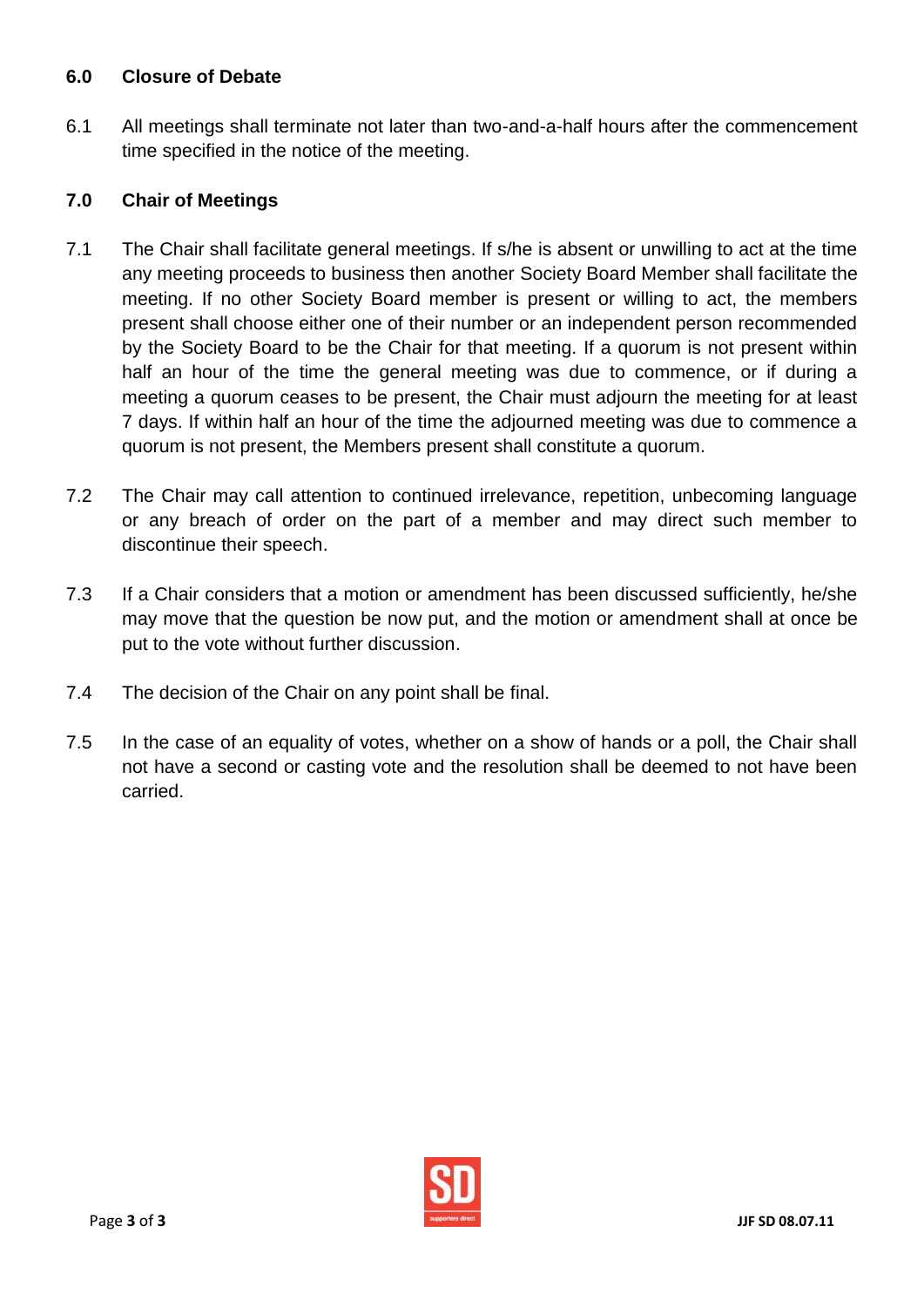### 6.0 Closure of Debate

6.1 All meetings shall terminate not later than two-and-a-half hours after the commencement time specified in the notice of the meeting.

### 7.0 Chair of Meetings

7.1 The Chair shall facilitate general meetings. If s/he is absent or unwilling to act at the time any meeting proceeds to business then another Society Board Member shall facilitate the meeting. If no other Society Board member is present or willing to act, the members present shall choose either one of their number or an independent person recommended by the Society Board to be the Chair for that meeting. If a quorum is not present within half an hour of the time the general meeting was due to commence, or if during a meeting a quorum ceases to be present, the Chair must adjourn the meeting for at least 7 days. If within half an hour of the time the adjourned meeting was due to commence a quorum is not present, the Members present shall constitute a quorum.

7.2 The Chair may call attention to continued irrelevance, repetition, unbecoming language or any breach of order on the part of a member and may direct such member to discontinue their speech.

7.3 If a Chair considers that a motion or amendment has been discussed sufficiently, he/she may move that the question be now put, and the motion or amendment shall at once be put to the vote without further discussion.

7.4 The decision of the Chair on any point shall be final.

7.5 In the case of an equality of votes, whether on a show of hands or a poll, the Chair shall not have a second or casting vote and the resolution shall be deemed to not have been carried.